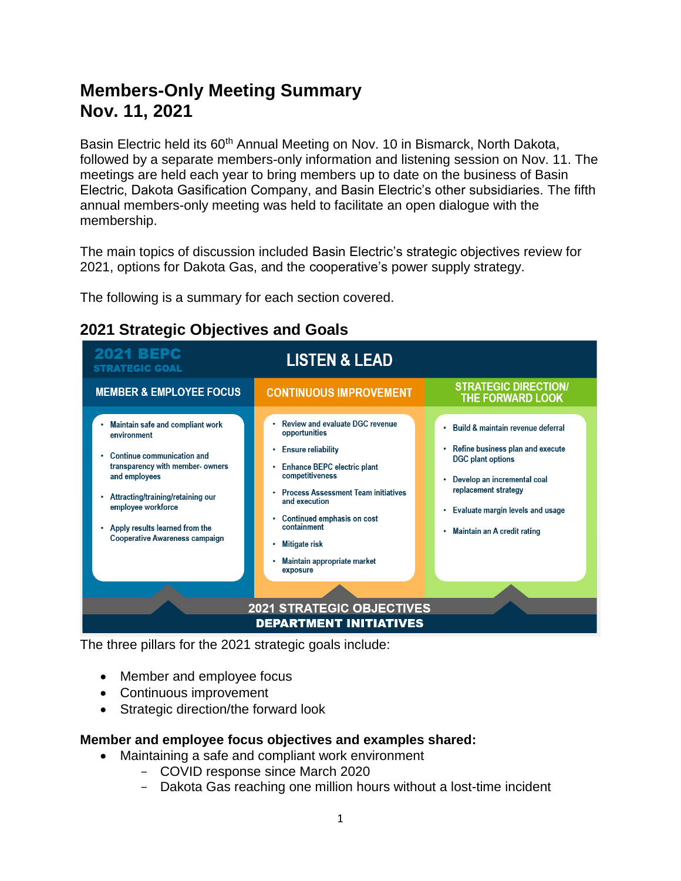# Members-Only Meeting Summary
# Nov. 11, 2021

Basin Electric held its 60th Annual Meeting on Nov. 10 in Bismarck, North Dakota, followed by a separate members-only information and listening session on Nov. 11. The meetings are held each year to bring members up to date on the business of Basin Electric, Dakota Gasification Company, and Basin Electric's other subsidiaries. The fifth annual members-only meeting was held to facilitate an open dialogue with the membership.

The main topics of discussion included Basin Electric's strategic objectives review for 2021, options for Dakota Gas, and the cooperative's power supply strategy.

The following is a summary for each section covered.

## 2021 Strategic Objectives and Goals

**2021 BEPC STRATEGIC GOAL**

**LISTEN & LEAD**

| MEMBER & EMPLOYEE FOCUS | CONTINUOUS IMPROVEMENT | STRATEGIC DIRECTION/ THE FORWARD LOOK |
|---|---|---|
| • Maintain safe and compliant work environment<br>• Continue communication and transparency with member- owners and employees<br>• Attracting/training/retaining our employee workforce<br>• Apply results learned from the Cooperative Awareness campaign | • Review and evaluate DGC revenue opportunities<br>• Ensure reliability<br>• Enhance BEPC electric plant competitiveness<br>• Process Assessment Team initiatives and execution<br>• Continued emphasis on cost containment<br>• Mitigate risk<br>• Maintain appropriate market exposure | • Build & maintain revenue deferral<br>• Refine business plan and execute DGC plant options<br>• Develop an incremental coal replacement strategy<br>• Evaluate margin levels and usage<br>• Maintain an A credit rating |

**2021 STRATEGIC OBJECTIVES**

**DEPARTMENT INITIATIVES**

The three pillars for the 2021 strategic goals include:

- Member and employee focus
- Continuous improvement
- Strategic direction/the forward look

**Member and employee focus objectives and examples shared:**

- Maintaining a safe and compliant work environment
  - COVID response since March 2020
  - Dakota Gas reaching one million hours without a lost-time incident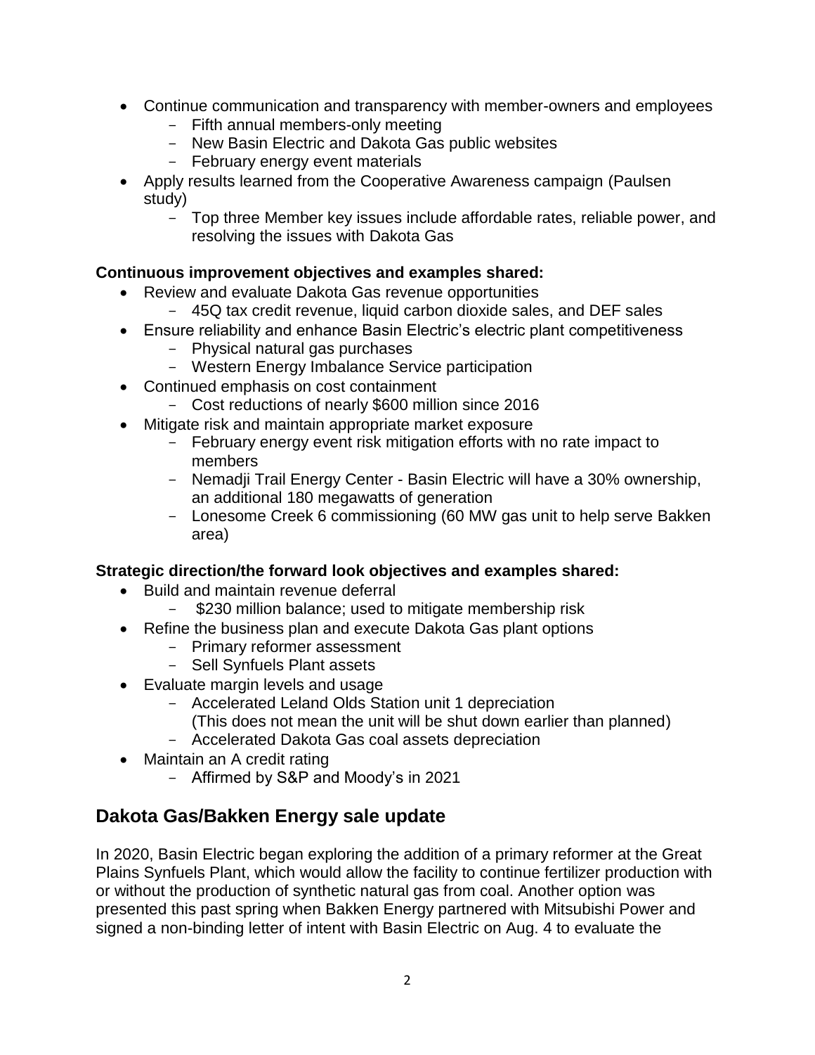- Continue communication and transparency with member-owners and employees
  - Fifth annual members-only meeting
  - New Basin Electric and Dakota Gas public websites
  - February energy event materials
- Apply results learned from the Cooperative Awareness campaign (Paulsen study)
  - Top three Member key issues include affordable rates, reliable power, and resolving the issues with Dakota Gas

**Continuous improvement objectives and examples shared:**

- Review and evaluate Dakota Gas revenue opportunities
  - 45Q tax credit revenue, liquid carbon dioxide sales, and DEF sales
- Ensure reliability and enhance Basin Electric's electric plant competitiveness
  - Physical natural gas purchases
  - Western Energy Imbalance Service participation
- Continued emphasis on cost containment
  - Cost reductions of nearly $600 million since 2016
- Mitigate risk and maintain appropriate market exposure
  - February energy event risk mitigation efforts with no rate impact to members
  - Nemadji Trail Energy Center - Basin Electric will have a 30% ownership, an additional 180 megawatts of generation
  - Lonesome Creek 6 commissioning (60 MW gas unit to help serve Bakken area)

**Strategic direction/the forward look objectives and examples shared:**

- Build and maintain revenue deferral
  - $230 million balance; used to mitigate membership risk
- Refine the business plan and execute Dakota Gas plant options
  - Primary reformer assessment
  - Sell Synfuels Plant assets
- Evaluate margin levels and usage
  - Accelerated Leland Olds Station unit 1 depreciation (This does not mean the unit will be shut down earlier than planned)
  - Accelerated Dakota Gas coal assets depreciation
- Maintain an A credit rating
  - Affirmed by S&P and Moody's in 2021

## Dakota Gas/Bakken Energy sale update

In 2020, Basin Electric began exploring the addition of a primary reformer at the Great Plains Synfuels Plant, which would allow the facility to continue fertilizer production with or without the production of synthetic natural gas from coal. Another option was presented this past spring when Bakken Energy partnered with Mitsubishi Power and signed a non-binding letter of intent with Basin Electric on Aug. 4 to evaluate the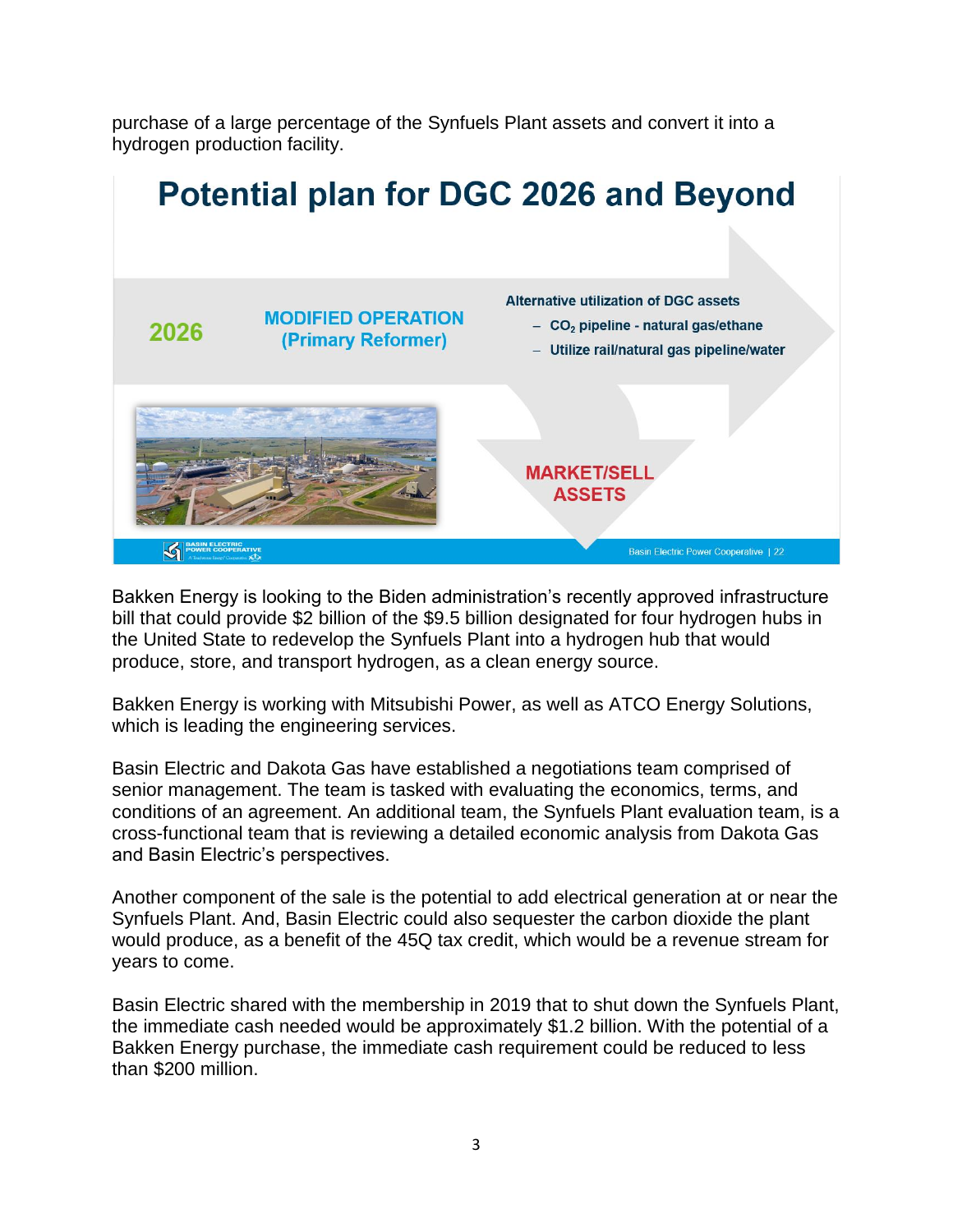purchase of a large percentage of the Synfuels Plant assets and convert it into a hydrogen production facility.

**Potential plan for DGC 2026 and Beyond**

**2026** — **MODIFIED OPERATION (Primary Reformer)**

**Alternative utilization of DGC assets**

- $CO_2$ pipeline - natural gas/ethane
- Utilize rail/natural gas pipeline/water

**MARKET/SELL ASSETS**

Bakken Energy is looking to the Biden administration's recently approved infrastructure bill that could provide $2 billion of the $9.5 billion designated for four hydrogen hubs in the United State to redevelop the Synfuels Plant into a hydrogen hub that would produce, store, and transport hydrogen, as a clean energy source.

Bakken Energy is working with Mitsubishi Power, as well as ATCO Energy Solutions, which is leading the engineering services.

Basin Electric and Dakota Gas have established a negotiations team comprised of senior management. The team is tasked with evaluating the economics, terms, and conditions of an agreement. An additional team, the Synfuels Plant evaluation team, is a cross-functional team that is reviewing a detailed economic analysis from Dakota Gas and Basin Electric's perspectives.

Another component of the sale is the potential to add electrical generation at or near the Synfuels Plant. And, Basin Electric could also sequester the carbon dioxide the plant would produce, as a benefit of the 45Q tax credit, which would be a revenue stream for years to come.

Basin Electric shared with the membership in 2019 that to shut down the Synfuels Plant, the immediate cash needed would be approximately $1.2 billion. With the potential of a Bakken Energy purchase, the immediate cash requirement could be reduced to less than $200 million.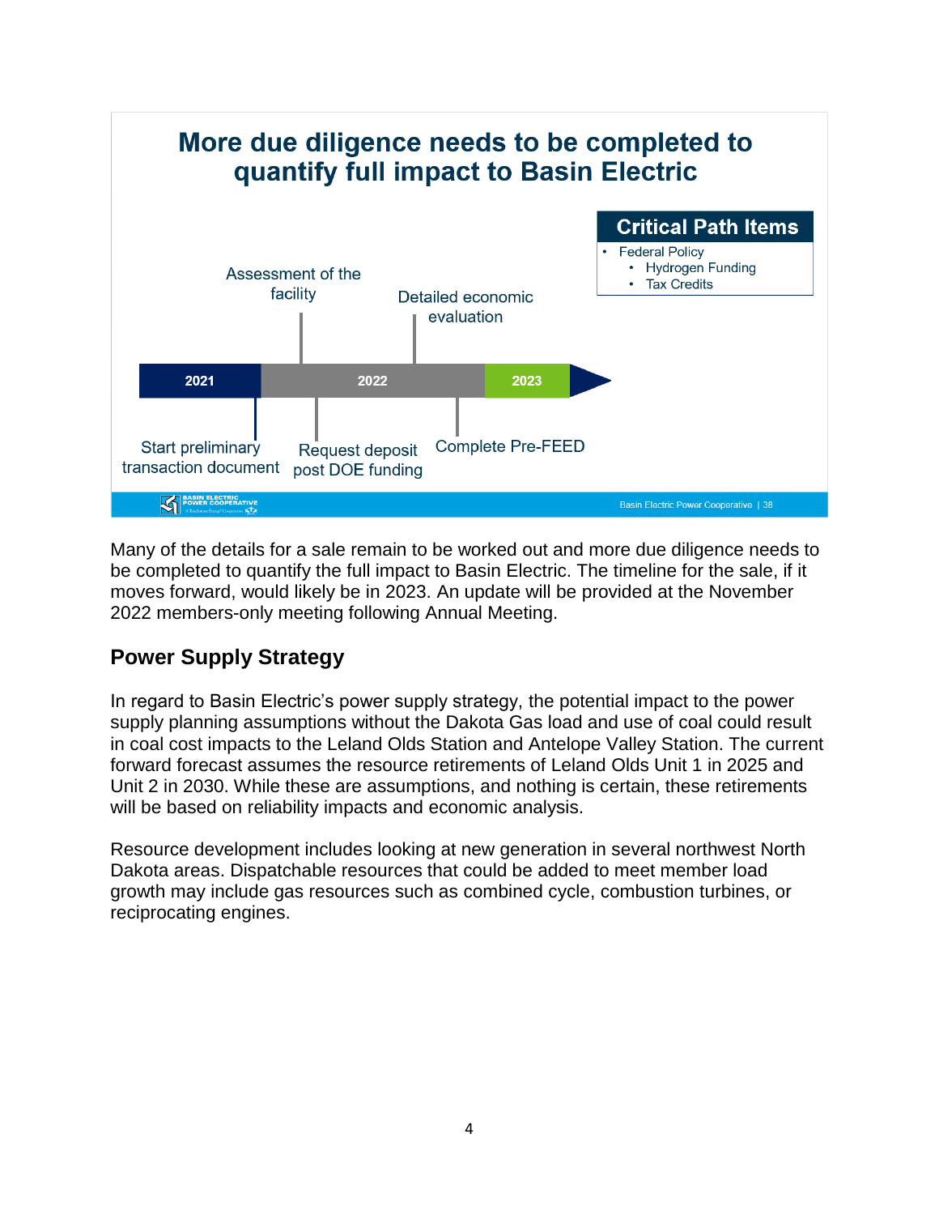## More due diligence needs to be completed to quantify full impact to Basin Electric

**Critical Path Items**

- Federal Policy
  - Hydrogen Funding
  - Tax Credits

Timeline:

- **2021**
  - Start preliminary transaction document
- **2022**
  - Assessment of the facility
  - Request deposit post DOE funding
  - Detailed economic evaluation
  - Complete Pre-FEED
- **2023**

Many of the details for a sale remain to be worked out and more due diligence needs to be completed to quantify the full impact to Basin Electric. The timeline for the sale, if it moves forward, would likely be in 2023. An update will be provided at the November 2022 members-only meeting following Annual Meeting.

## Power Supply Strategy

In regard to Basin Electric's power supply strategy, the potential impact to the power supply planning assumptions without the Dakota Gas load and use of coal could result in coal cost impacts to the Leland Olds Station and Antelope Valley Station. The current forward forecast assumes the resource retirements of Leland Olds Unit 1 in 2025 and Unit 2 in 2030. While these are assumptions, and nothing is certain, these retirements will be based on reliability impacts and economic analysis.

Resource development includes looking at new generation in several northwest North Dakota areas. Dispatchable resources that could be added to meet member load growth may include gas resources such as combined cycle, combustion turbines, or reciprocating engines.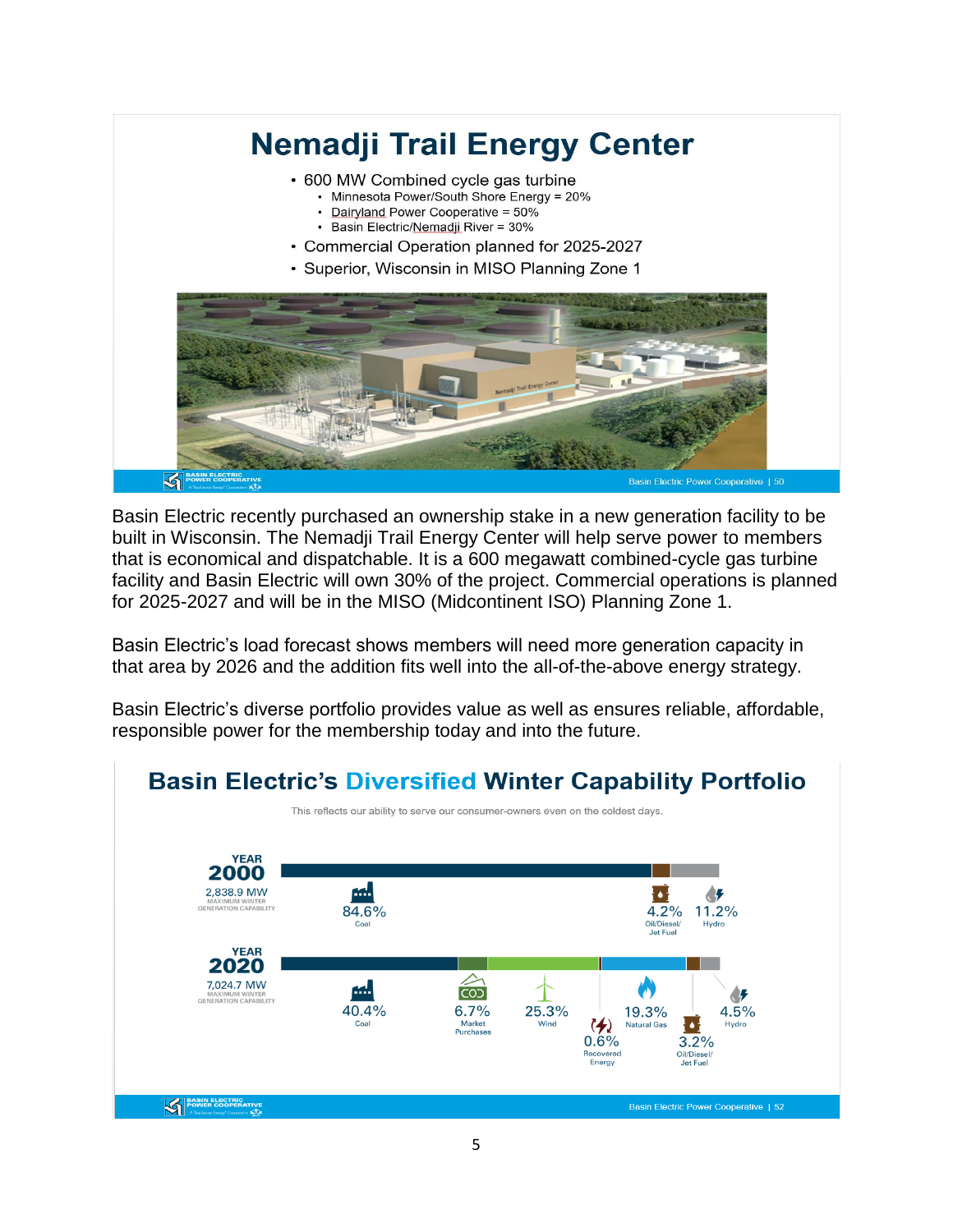# Nemadji Trail Energy Center

- 600 MW Combined cycle gas turbine
  - Minnesota Power/South Shore Energy = 20%
  - Dairyland Power Cooperative = 50%
  - Basin Electric/Nemadji River = 30%
- Commercial Operation planned for 2025-2027
- Superior, Wisconsin in MISO Planning Zone 1

Basin Electric recently purchased an ownership stake in a new generation facility to be built in Wisconsin. The Nemadji Trail Energy Center will help serve power to members that is economical and dispatchable. It is a 600 megawatt combined-cycle gas turbine facility and Basin Electric will own 30% of the project. Commercial operations is planned for 2025-2027 and will be in the MISO (Midcontinent ISO) Planning Zone 1.

Basin Electric's load forecast shows members will need more generation capacity in that area by 2026 and the addition fits well into the all-of-the-above energy strategy.

Basin Electric's diverse portfolio provides value as well as ensures reliable, affordable, responsible power for the membership today and into the future.

## Basin Electric's Diversified Winter Capability Portfolio

This reflects our ability to serve our consumer-owners even on the coldest days.

YEAR 2000
2,838.9 MW
MAXIMUM WINTER GENERATION CAPABILITY
84.6% Coal
4.2% Oil/Diesel/Jet Fuel
11.2% Hydro

YEAR 2020
7,024.7 MW
MAXIMUM WINTER GENERATION CAPABILITY
40.4% Coal
6.7% Market Purchases
25.3% Wind
0.6% Recovered Energy
19.3% Natural Gas
3.2% Oil/Diesel/Jet Fuel
4.5% Hydro